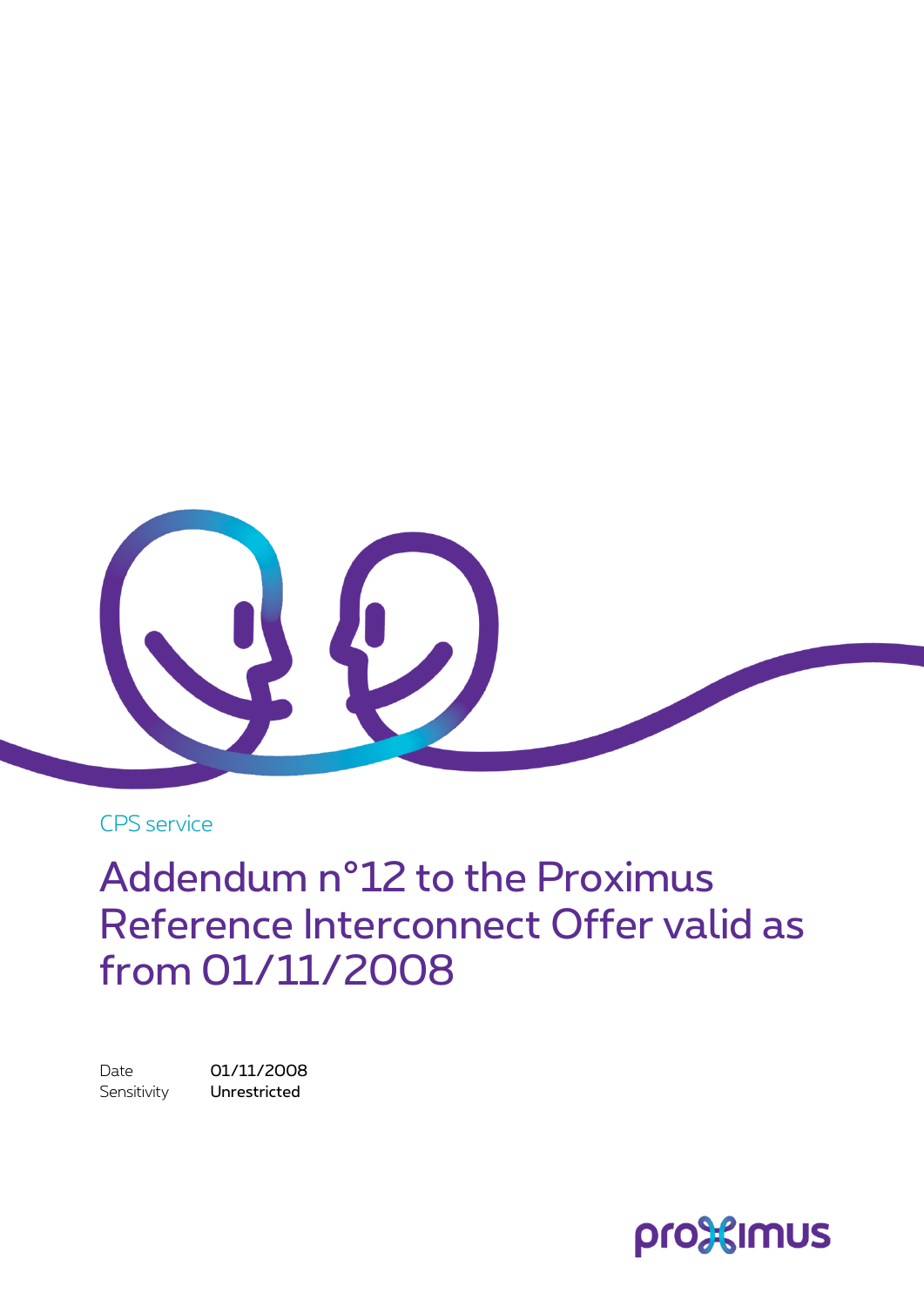CPS service

# Addendum n°12 to the Proximus Reference Interconnect Offer valid as from 01/11/2008

Date 01/11/2008

Sensitivity Unrestricted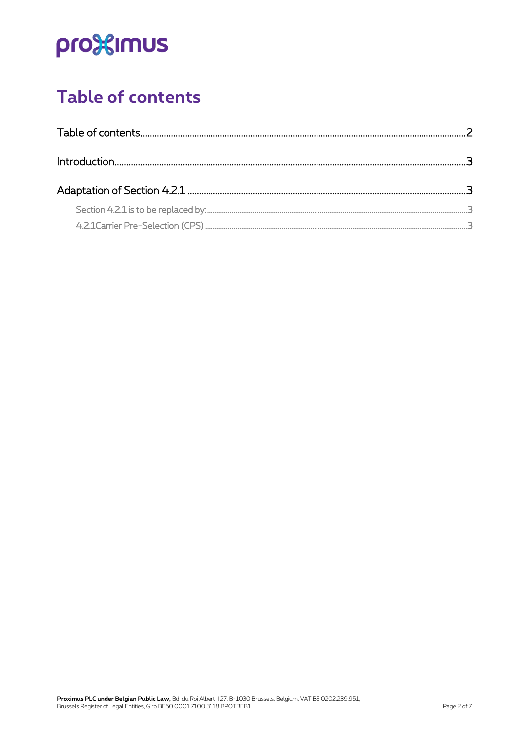# Table of contents

Table of contents........................................................................................................................................2

Introduction...................................................................................................................................................3

Adaptation of Section 4.2.1 ....................................................................................................................3

Section 4.2.1 is to be replaced by:..........................................................................................................................3

4.2.1Carrier Pre-Selection (CPS) ..........................................................................................................................3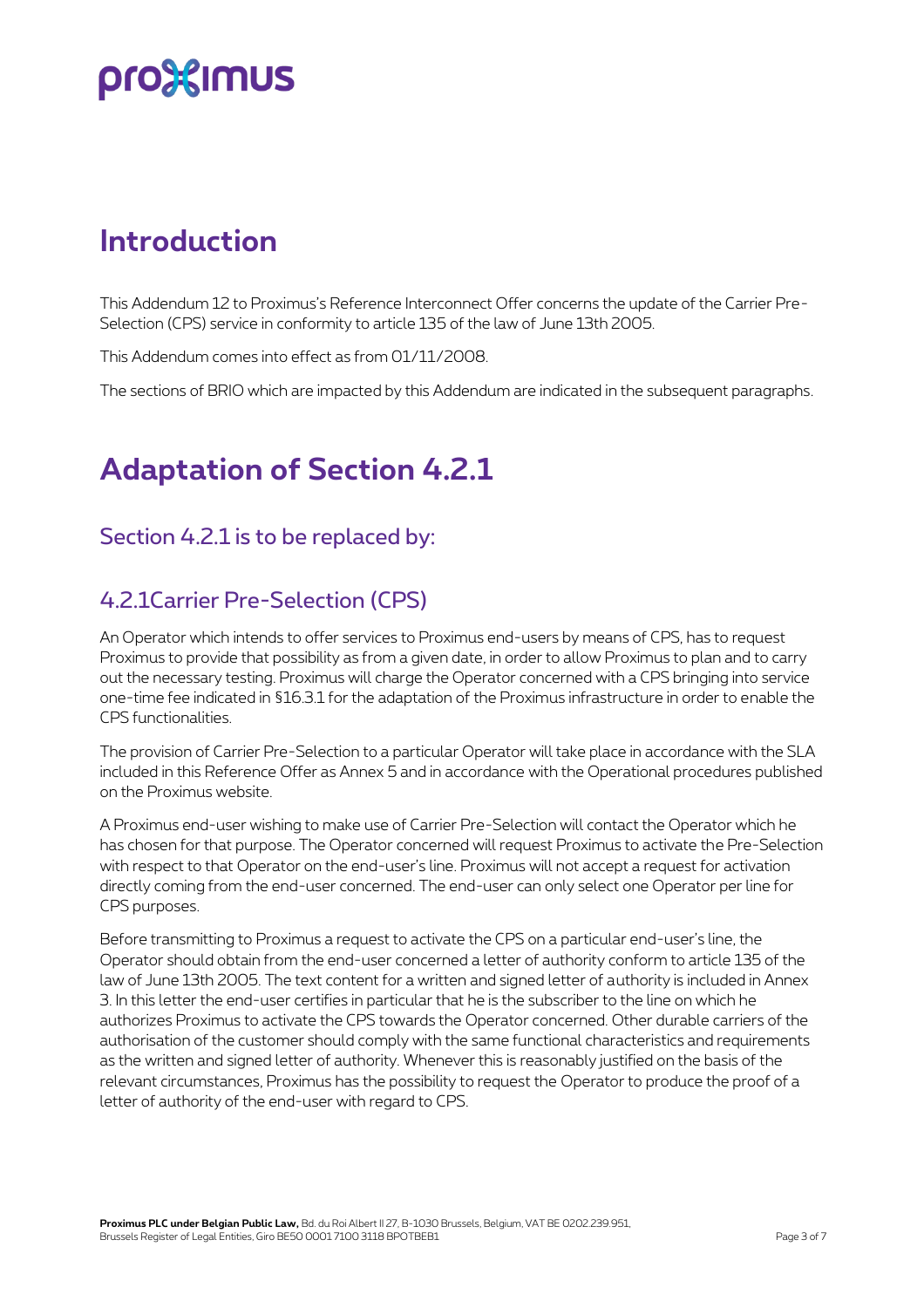# Introduction

This Addendum 12 to Proximus's Reference Interconnect Offer concerns the update of the Carrier Pre-Selection (CPS) service in conformity to article 135 of the law of June 13th 2005.

This Addendum comes into effect as from 01/11/2008.

The sections of BRIO which are impacted by this Addendum are indicated in the subsequent paragraphs.

# Adaptation of Section 4.2.1

## Section 4.2.1 is to be replaced by:

## 4.2.1Carrier Pre-Selection (CPS)

An Operator which intends to offer services to Proximus end-users by means of CPS, has to request Proximus to provide that possibility as from a given date, in order to allow Proximus to plan and to carry out the necessary testing. Proximus will charge the Operator concerned with a CPS bringing into service one-time fee indicated in §16.3.1 for the adaptation of the Proximus infrastructure in order to enable the CPS functionalities.

The provision of Carrier Pre-Selection to a particular Operator will take place in accordance with the SLA included in this Reference Offer as Annex 5 and in accordance with the Operational procedures published on the Proximus website.

A Proximus end-user wishing to make use of Carrier Pre-Selection will contact the Operator which he has chosen for that purpose. The Operator concerned will request Proximus to activate the Pre-Selection with respect to that Operator on the end-user's line. Proximus will not accept a request for activation directly coming from the end-user concerned. The end-user can only select one Operator per line for CPS purposes.

Before transmitting to Proximus a request to activate the CPS on a particular end-user's line, the Operator should obtain from the end-user concerned a letter of authority conform to article 135 of the law of June 13th 2005. The text content for a written and signed letter of authority is included in Annex 3. In this letter the end-user certifies in particular that he is the subscriber to the line on which he authorizes Proximus to activate the CPS towards the Operator concerned. Other durable carriers of the authorisation of the customer should comply with the same functional characteristics and requirements as the written and signed letter of authority. Whenever this is reasonably justified on the basis of the relevant circumstances, Proximus has the possibility to request the Operator to produce the proof of a letter of authority of the end-user with regard to CPS.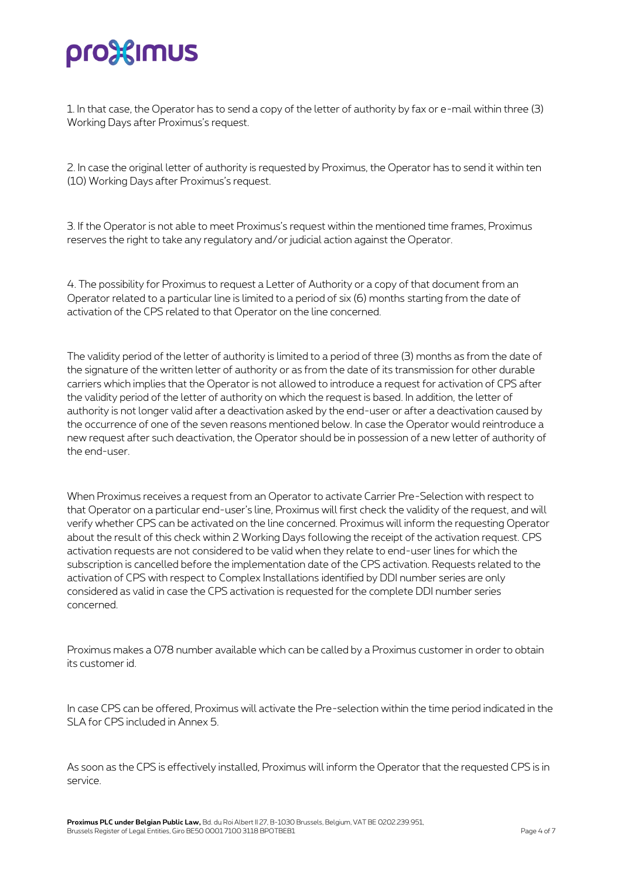1. In that case, the Operator has to send a copy of the letter of authority by fax or e-mail within three (3) Working Days after Proximus's request.

2. In case the original letter of authority is requested by Proximus, the Operator has to send it within ten (10) Working Days after Proximus's request.

3. If the Operator is not able to meet Proximus's request within the mentioned time frames, Proximus reserves the right to take any regulatory and/or judicial action against the Operator.

4. The possibility for Proximus to request a Letter of Authority or a copy of that document from an Operator related to a particular line is limited to a period of six (6) months starting from the date of activation of the CPS related to that Operator on the line concerned.

The validity period of the letter of authority is limited to a period of three (3) months as from the date of the signature of the written letter of authority or as from the date of its transmission for other durable carriers which implies that the Operator is not allowed to introduce a request for activation of CPS after the validity period of the letter of authority on which the request is based. In addition, the letter of authority is not longer valid after a deactivation asked by the end-user or after a deactivation caused by the occurrence of one of the seven reasons mentioned below. In case the Operator would reintroduce a new request after such deactivation, the Operator should be in possession of a new letter of authority of the end-user.

When Proximus receives a request from an Operator to activate Carrier Pre-Selection with respect to that Operator on a particular end-user's line, Proximus will first check the validity of the request, and will verify whether CPS can be activated on the line concerned. Proximus will inform the requesting Operator about the result of this check within 2 Working Days following the receipt of the activation request. CPS activation requests are not considered to be valid when they relate to end-user lines for which the subscription is cancelled before the implementation date of the CPS activation. Requests related to the activation of CPS with respect to Complex Installations identified by DDI number series are only considered as valid in case the CPS activation is requested for the complete DDI number series concerned.

Proximus makes a 078 number available which can be called by a Proximus customer in order to obtain its customer id.

In case CPS can be offered, Proximus will activate the Pre-selection within the time period indicated in the SLA for CPS included in Annex 5.

As soon as the CPS is effectively installed, Proximus will inform the Operator that the requested CPS is in service.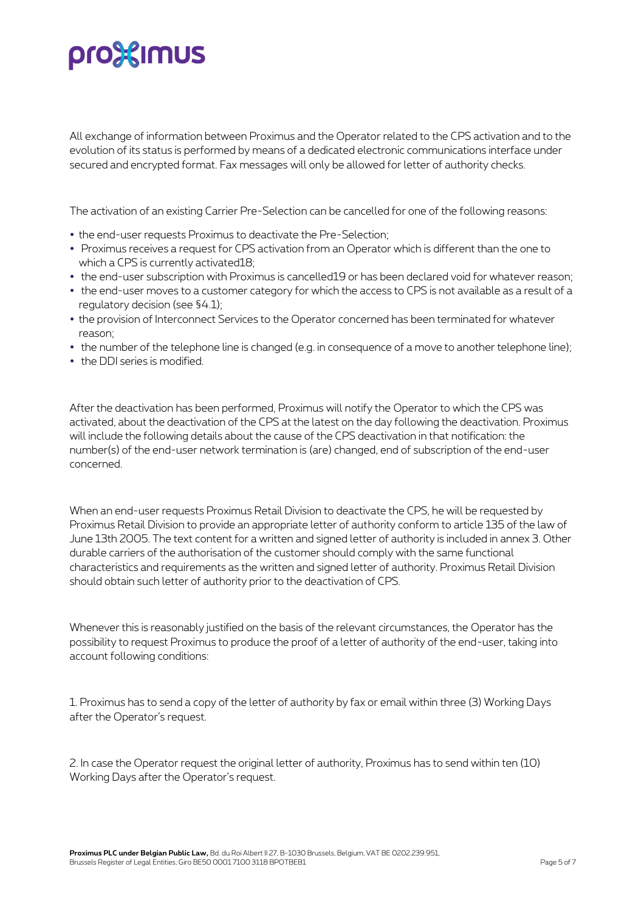All exchange of information between Proximus and the Operator related to the CPS activation and to the evolution of its status is performed by means of a dedicated electronic communications interface under secured and encrypted format. Fax messages will only be allowed for letter of authority checks.

The activation of an existing Carrier Pre-Selection can be cancelled for one of the following reasons:

- the end-user requests Proximus to deactivate the Pre-Selection;
- Proximus receives a request for CPS activation from an Operator which is different than the one to which a CPS is currently activated[18];
- the end-user subscription with Proximus is cancelled[19] or has been declared void for whatever reason;
- the end-user moves to a customer category for which the access to CPS is not available as a result of a regulatory decision (see §4.1);
- the provision of Interconnect Services to the Operator concerned has been terminated for whatever reason;
- the number of the telephone line is changed (e.g. in consequence of a move to another telephone line);
- the DDI series is modified.

After the deactivation has been performed, Proximus will notify the Operator to which the CPS was activated, about the deactivation of the CPS at the latest on the day following the deactivation. Proximus will include the following details about the cause of the CPS deactivation in that notification: the number(s) of the end-user network termination is (are) changed, end of subscription of the end-user concerned.

When an end-user requests Proximus Retail Division to deactivate the CPS, he will be requested by Proximus Retail Division to provide an appropriate letter of authority conform to article 135 of the law of June 13th 2005. The text content for a written and signed letter of authority is included in annex 3. Other durable carriers of the authorisation of the customer should comply with the same functional characteristics and requirements as the written and signed letter of authority. Proximus Retail Division should obtain such letter of authority prior to the deactivation of CPS.

Whenever this is reasonably justified on the basis of the relevant circumstances, the Operator has the possibility to request Proximus to produce the proof of a letter of authority of the end-user, taking into account following conditions:

1. Proximus has to send a copy of the letter of authority by fax or email within three (3) Working Days after the Operator's request.

2. In case the Operator request the original letter of authority, Proximus has to send within ten (10) Working Days after the Operator's request.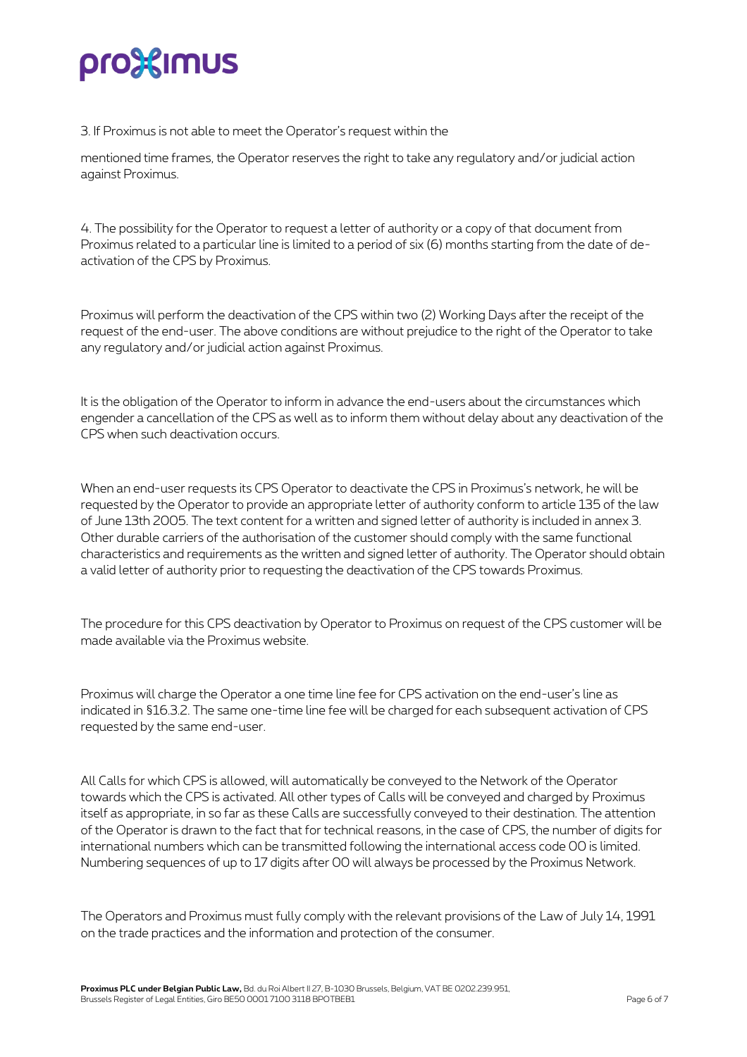3. If Proximus is not able to meet the Operator's request within the

mentioned time frames, the Operator reserves the right to take any regulatory and/or judicial action against Proximus.

4. The possibility for the Operator to request a letter of authority or a copy of that document from Proximus related to a particular line is limited to a period of six (6) months starting from the date of de-activation of the CPS by Proximus.

Proximus will perform the deactivation of the CPS within two (2) Working Days after the receipt of the request of the end-user. The above conditions are without prejudice to the right of the Operator to take any regulatory and/or judicial action against Proximus.

It is the obligation of the Operator to inform in advance the end-users about the circumstances which engender a cancellation of the CPS as well as to inform them without delay about any deactivation of the CPS when such deactivation occurs.

When an end-user requests its CPS Operator to deactivate the CPS in Proximus's network, he will be requested by the Operator to provide an appropriate letter of authority conform to article 135 of the law of June 13th 2005. The text content for a written and signed letter of authority is included in annex 3. Other durable carriers of the authorisation of the customer should comply with the same functional characteristics and requirements as the written and signed letter of authority. The Operator should obtain a valid letter of authority prior to requesting the deactivation of the CPS towards Proximus.

The procedure for this CPS deactivation by Operator to Proximus on request of the CPS customer will be made available via the Proximus website.

Proximus will charge the Operator a one time line fee for CPS activation on the end-user's line as indicated in §16.3.2. The same one-time line fee will be charged for each subsequent activation of CPS requested by the same end-user.

All Calls for which CPS is allowed, will automatically be conveyed to the Network of the Operator towards which the CPS is activated. All other types of Calls will be conveyed and charged by Proximus itself as appropriate, in so far as these Calls are successfully conveyed to their destination. The attention of the Operator is drawn to the fact that for technical reasons, in the case of CPS, the number of digits for international numbers which can be transmitted following the international access code 00 is limited. Numbering sequences of up to 17 digits after 00 will always be processed by the Proximus Network.

The Operators and Proximus must fully comply with the relevant provisions of the Law of July 14, 1991 on the trade practices and the information and protection of the consumer.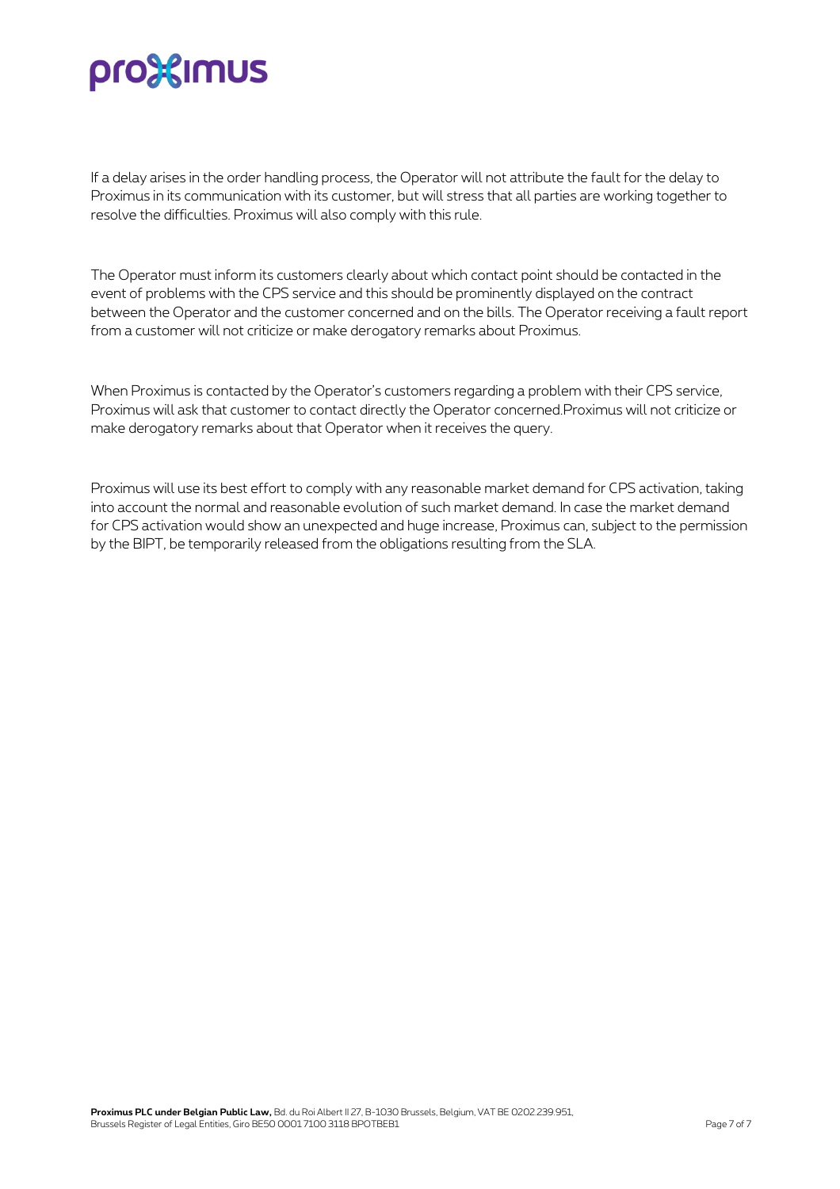If a delay arises in the order handling process, the Operator will not attribute the fault for the delay to Proximus in its communication with its customer, but will stress that all parties are working together to resolve the difficulties. Proximus will also comply with this rule.

The Operator must inform its customers clearly about which contact point should be contacted in the event of problems with the CPS service and this should be prominently displayed on the contract between the Operator and the customer concerned and on the bills. The Operator receiving a fault report from a customer will not criticize or make derogatory remarks about Proximus.

When Proximus is contacted by the Operator's customers regarding a problem with their CPS service, Proximus will ask that customer to contact directly the Operator concerned.Proximus will not criticize or make derogatory remarks about that Operator when it receives the query.

Proximus will use its best effort to comply with any reasonable market demand for CPS activation, taking into account the normal and reasonable evolution of such market demand. In case the market demand for CPS activation would show an unexpected and huge increase, Proximus can, subject to the permission by the BIPT, be temporarily released from the obligations resulting from the SLA.